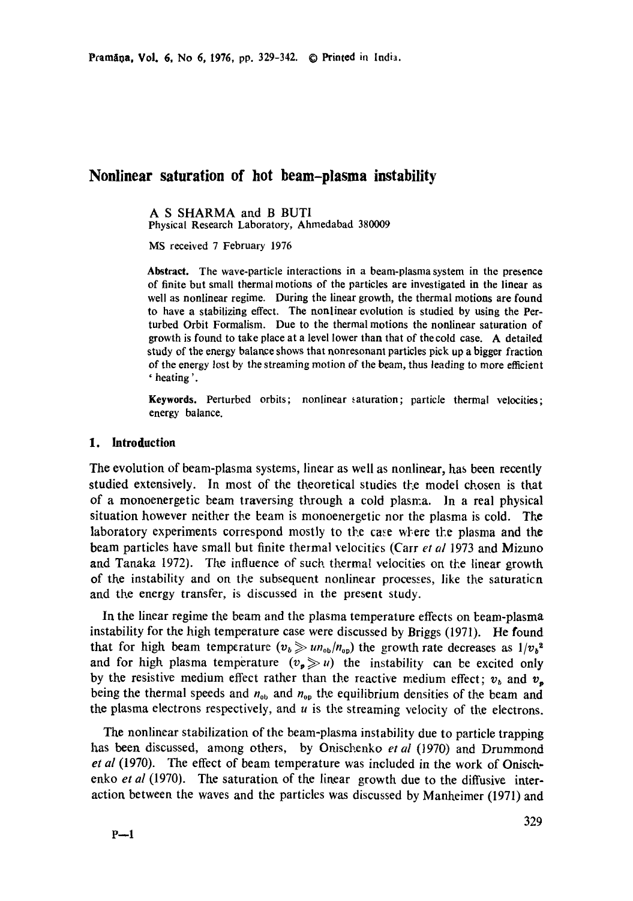# Nonlinear saturation of hot beam–plasma instability

A S SHARMA and B BUTI
Physical Research Laboratory, Ahmedabad 380009

MS received 7 February 1976

**Abstract.** The wave-particle interactions in a beam-plasma system in the presence of finite but small thermal motions of the particles are investigated in the linear as well as nonlinear regime. During the linear growth, the thermal motions are found to have a stabilizing effect. The nonlinear evolution is studied by using the Perturbed Orbit Formalism. Due to the thermal motions the nonlinear saturation of growth is found to take place at a level lower than that of the cold case. A detailed study of the energy balance shows that nonresonant particles pick up a bigger fraction of the energy lost by the streaming motion of the beam, thus leading to more efficient 'heating'.

**Keywords.** Perturbed orbits; nonlinear saturation; particle thermal velocities; energy balance.

## 1. Introduction

The evolution of beam-plasma systems, linear as well as nonlinear, has been recently studied extensively. In most of the theoretical studies the model chosen is that of a monoenergetic beam traversing through a cold plasma. In a real physical situation however neither the beam is monoenergetic nor the plasma is cold. The laboratory experiments correspond mostly to the case where the plasma and the beam particles have small but finite thermal velocities (Carr *et al* 1973 and Mizuno and Tanaka 1972). The influence of such thermal velocities on the linear growth of the instability and on the subsequent nonlinear processes, like the saturation and the energy transfer, is discussed in the present study.

In the linear regime the beam and the plasma temperature effects on beam-plasma instability for the high temperature case were discussed by Briggs (1971). He found that for high beam temperature ($v_b \gg u n_{0b}/n_{0p}$) the growth rate decreases as $1/v_b^2$ and for high plasma temperature ($v_p \gg u$) the instability can be excited only by the resistive medium effect rather than the reactive medium effect; $v_b$ and $v_p$ being the thermal speeds and $n_{0b}$ and $n_{0p}$ the equilibrium densities of the beam and the plasma electrons respectively, and $u$ is the streaming velocity of the electrons.

The nonlinear stabilization of the beam-plasma instability due to particle trapping has been discussed, among others, by Onischenko *et al* (1970) and Drummond *et al* (1970). The effect of beam temperature was included in the work of Onischenko *et al* (1970). The saturation of the linear growth due to the diffusive interaction between the waves and the particles was discussed by Manheimer (1971) and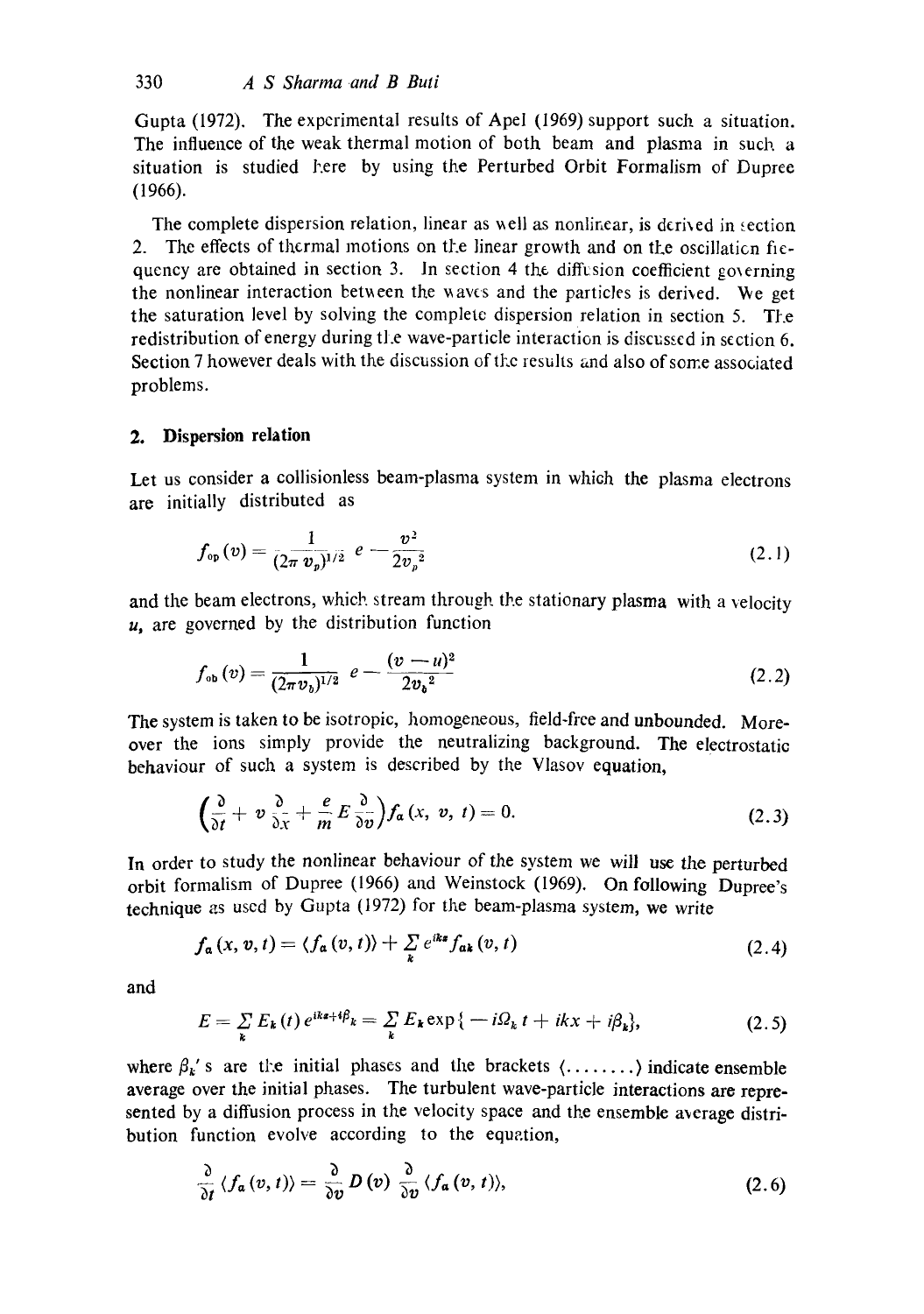Gupta (1972). The experimental results of Apel (1969) support such a situation. The influence of the weak thermal motion of both beam and plasma in such a situation is studied here by using the Perturbed Orbit Formalism of Dupree (1966).

The complete dispersion relation, linear as well as nonlinear, is derived in section 2. The effects of thermal motions on the linear growth and on the oscillation frequency are obtained in section 3. In section 4 the diffusion coefficient governing the nonlinear interaction between the waves and the particles is derived. We get the saturation level by solving the complete dispersion relation in section 5. The redistribution of energy during the wave-particle interaction is discussed in section 6. Section 7 however deals with the discussion of the results and also of some associated problems.

## 2. Dispersion relation

Let us consider a collisionless beam-plasma system in which the plasma electrons are initially distributed as

$$f_{op}(v) = \frac{1}{(2\pi v_p)^{1/2}} e^{-\frac{v^2}{2v_p^2}} \tag{2.1}$$

and the beam electrons, which stream through the stationary plasma with a velocity $u$, are governed by the distribution function

$$f_{ob}(v) = \frac{1}{(2\pi v_b)^{1/2}} e^{-\frac{(v-u)^2}{2v_b^2}} \tag{2.2}$$

The system is taken to be isotropic, homogeneous, field-free and unbounded. Moreover the ions simply provide the neutralizing background. The electrostatic behaviour of such a system is described by the Vlasov equation,

$$\left(\frac{\partial}{\partial t} + v\frac{\partial}{\partial x} + \frac{e}{m}E\frac{\partial}{\partial v}\right) f_a(x, v, t) = 0. \tag{2.3}$$

In order to study the nonlinear behaviour of the system we will use the perturbed orbit formalism of Dupree (1966) and Weinstock (1969). On following Dupree's technique as used by Gupta (1972) for the beam-plasma system, we write

$$f_a(x, v, t) = \langle f_a(v, t)\rangle + \sum_k e^{ikx} f_{ak}(v, t) \tag{2.4}$$

and

$$E = \sum_k E_k(t)\, e^{ikx+i\beta_k} = \sum_k E_k \exp\{-i\Omega_k t + ikx + i\beta_k\}, \tag{2.5}$$

where $\beta_k$'s are the initial phases and the brackets $\langle \ldots\ldots\ldots \rangle$ indicate ensemble average over the initial phases. The turbulent wave-particle interactions are represented by a diffusion process in the velocity space and the ensemble average distribution function evolve according to the equation,

$$\frac{\partial}{\partial t}\langle f_a(v, t)\rangle = \frac{\partial}{\partial v} D(v) \frac{\partial}{\partial v}\langle f_a(v, t)\rangle, \tag{2.6}$$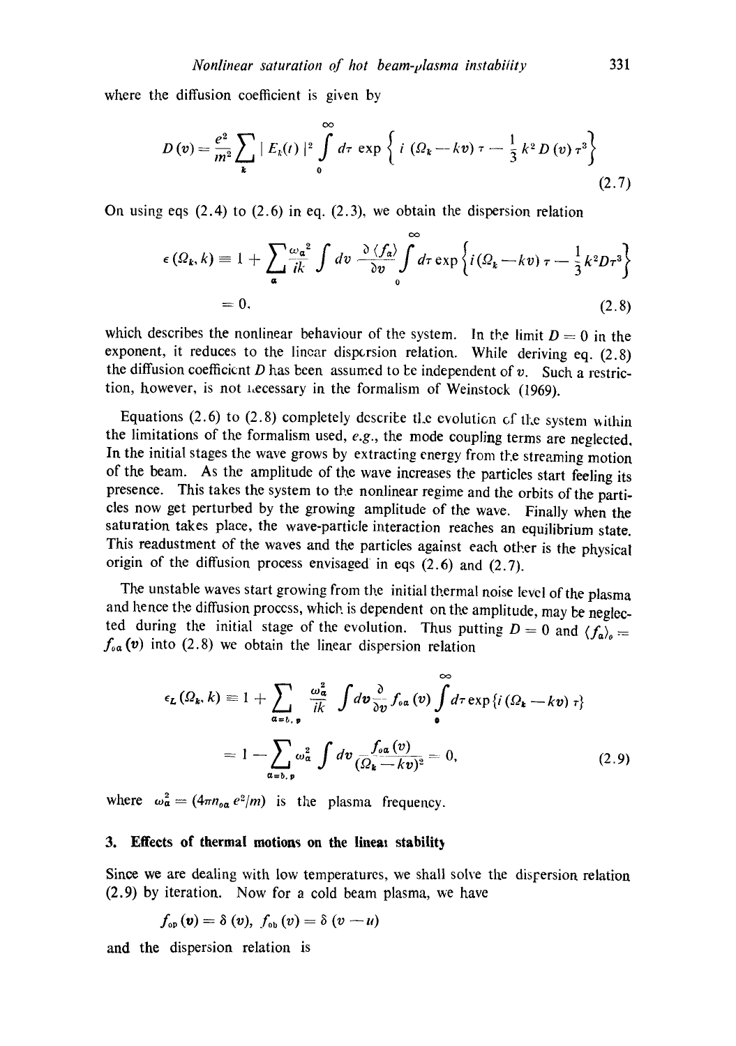where the diffusion coefficient is given by

$$D(v) = \frac{e^2}{m^2} \sum_k |E_k(t)|^2 \int_0^\infty d\tau \exp\left\{ i(\Omega_k - kv)\tau - \frac{1}{3} k^2 D(v) \tau^3 \right\} \tag{2.7}$$

On using eqs (2.4) to (2.6) in eq. (2.3), we obtain the dispersion relation

$$\epsilon(\Omega_k, k) \equiv 1 + \sum_a \frac{\omega_a^2}{ik} \int dv \frac{\partial \langle f_a \rangle}{\partial v} \int_0^\infty d\tau \exp\left\{ i(\Omega_k - kv)\tau - \frac{1}{3} k^2 D \tau^3 \right\}$$

$$= 0, \tag{2.8}$$

which describes the nonlinear behaviour of the system. In the limit $D = 0$ in the exponent, it reduces to the linear dispersion relation. While deriving eq. (2.8) the diffusion coefficient $D$ has been assumed to be independent of $v$. Such a restriction, however, is not necessary in the formalism of Weinstock (1969).

Equations (2.6) to (2.8) completely describe the evolution of the system within the limitations of the formalism used, *e.g.*, the mode coupling terms are neglected. In the initial stages the wave grows by extracting energy from the streaming motion of the beam. As the amplitude of the wave increases the particles start feeling its presence. This takes the system to the nonlinear regime and the orbits of the particles now get perturbed by the growing amplitude of the wave. Finally when the saturation takes place, the wave-particle interaction reaches an equilibrium state. This readustment of the waves and the particles against each other is the physical origin of the diffusion process envisaged in eqs (2.6) and (2.7).

The unstable waves start growing from the initial thermal noise level of the plasma and hence the diffusion process, which is dependent on the amplitude, may be neglected during the initial stage of the evolution. Thus putting $D = 0$ and $\langle f_a \rangle_0 = f_{0a}(v)$ into (2.8) we obtain the linear dispersion relation

$$\epsilon_L(\Omega_k, k) \equiv 1 + \sum_{a=b,p} \frac{\omega_a^2}{ik} \int dv \frac{\partial}{\partial v} f_{0a}(v) \int_0^\infty d\tau \exp\{i(\Omega_k - kv)\tau\}$$

$$= 1 - \sum_{a=b,p} \omega_a^2 \int dv \frac{f_{0a}(v)}{(\Omega_k - kv)^2} = 0, \tag{2.9}$$

where $\omega_a^2 = (4\pi n_{0a} e^2/m)$ is the plasma frequency.

## 3. Effects of thermal motions on the linear stability

Since we are dealing with low temperatures, we shall solve the dispersion relation (2.9) by iteration. Now for a cold beam plasma, we have

$$f_{0p}(v) = \delta(v), \; f_{0b}(v) = \delta(v - u)$$

and the dispersion relation is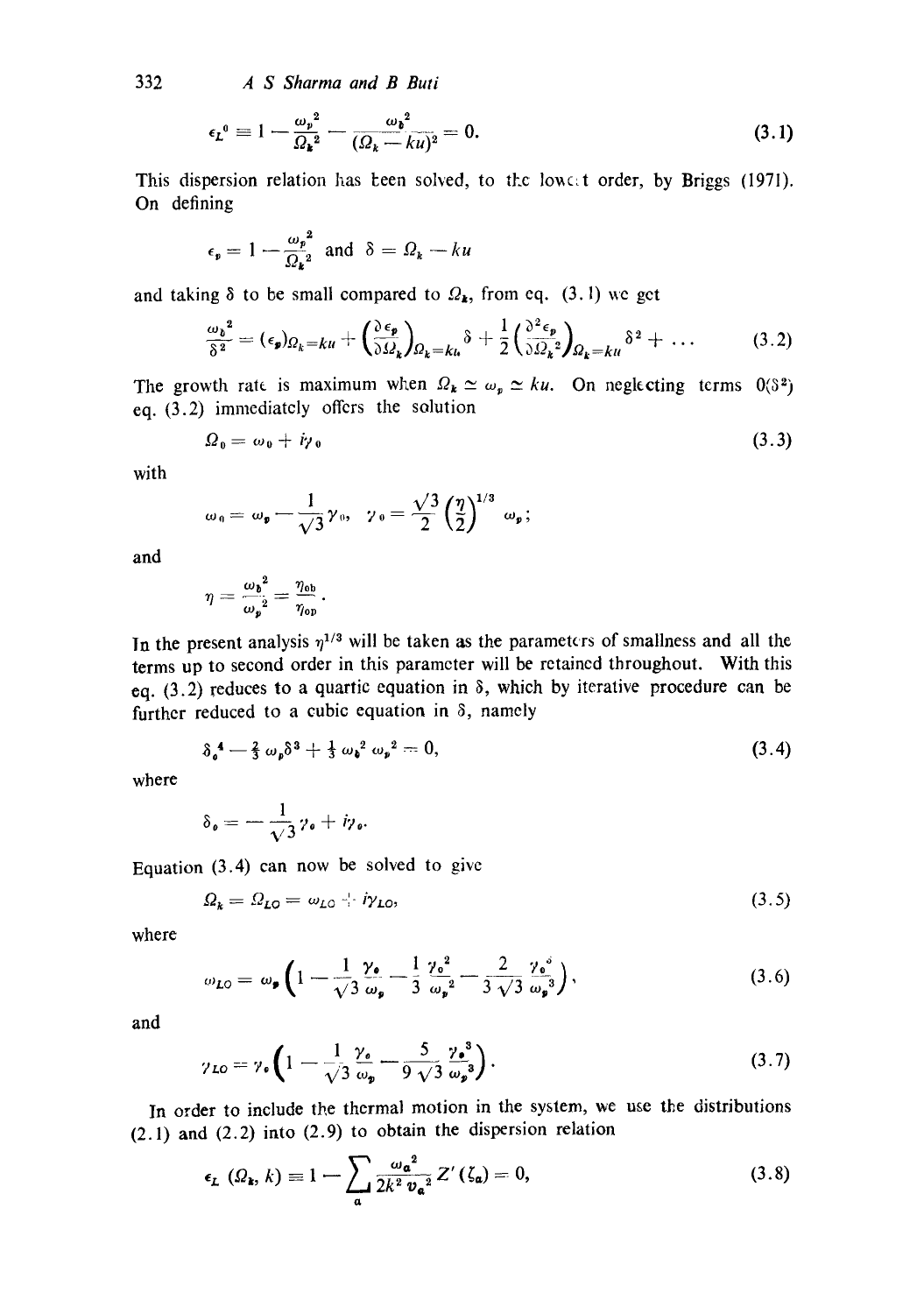$$\epsilon_L^0 \equiv 1 - \frac{\omega_p^2}{\Omega_k^2} - \frac{\omega_b^2}{(\Omega_k - ku)^2} = 0. \tag{3.1}$$

This dispersion relation has been solved, to the lowest order, by Briggs (1971). On defining

$$\epsilon_p = 1 - \frac{\omega_p^2}{\Omega_k^2} \text{ and } \delta = \Omega_k - ku$$

and taking $\delta$ to be small compared to $\Omega_k$, from eq. (3.1) we get

$$\frac{\omega_b^2}{\delta^2} = (\epsilon_p)_{\Omega_k = ku} + \left(\frac{\partial \epsilon_p}{\partial \Omega_k}\right)_{\Omega_k = ku} \delta + \frac{1}{2}\left(\frac{\partial^2 \epsilon_p}{\partial \Omega_k^2}\right)_{\Omega_k = ku} \delta^2 + \ldots \tag{3.2}$$

The growth rate is maximum when $\Omega_k \simeq \omega_p \simeq ku$. On neglecting terms $0(\delta^2)$ eq. (3.2) immediately offers the solution

$$\Omega_0 = \omega_0 + i\gamma_0 \tag{3.3}$$

with

$$\omega_0 = \omega_p - \frac{1}{\sqrt{3}}\gamma_0, \quad \gamma_0 = \frac{\sqrt{3}}{2}\left(\frac{\eta}{2}\right)^{1/3} \omega_p;$$

and

$$\eta = \frac{\omega_b^2}{\omega_p^2} = \frac{\eta_{0b}}{\eta_{0p}}.$$

In the present analysis $\eta^{1/3}$ will be taken as the parameters of smallness and all the terms up to second order in this parameter will be retained throughout. With this eq. (3.2) reduces to a quartic equation in $\delta$, which by iterative procedure can be further reduced to a cubic equation in $\delta$, namely

$$\delta_0^4 - \tfrac{2}{3}\omega_p \delta^3 + \tfrac{1}{3}\omega_b^2 \omega_p^2 = 0, \tag{3.4}$$

where

$$\delta_0 = -\frac{1}{\sqrt{3}}\gamma_0 + i\gamma_0.$$

Equation (3.4) can now be solved to give

$$\Omega_k = \Omega_{L0} = \omega_{L0} + i\gamma_{L0}, \tag{3.5}$$

where

$$\omega_{L0} = \omega_p\left(1 - \frac{1}{\sqrt{3}}\frac{\gamma_0}{\omega_p} - \frac{1}{3}\frac{\gamma_0^2}{\omega_p^2} - \frac{2}{3\sqrt{3}}\frac{\gamma_0^3}{\omega_p^3}\right), \tag{3.6}$$

and

$$\gamma_{L0} = \gamma_0\left(1 - \frac{1}{\sqrt{3}}\frac{\gamma_0}{\omega_p} - \frac{5}{9\sqrt{3}}\frac{\gamma_0^3}{\omega_p^3}\right). \tag{3.7}$$

In order to include the thermal motion in the system, we use the distributions (2.1) and (2.2) into (2.9) to obtain the dispersion relation

$$\epsilon_L(\Omega_k, k) \equiv 1 - \sum_a \frac{\omega_a^2}{2k^2 v_a^2} Z'(\zeta_a) = 0, \tag{3.8}$$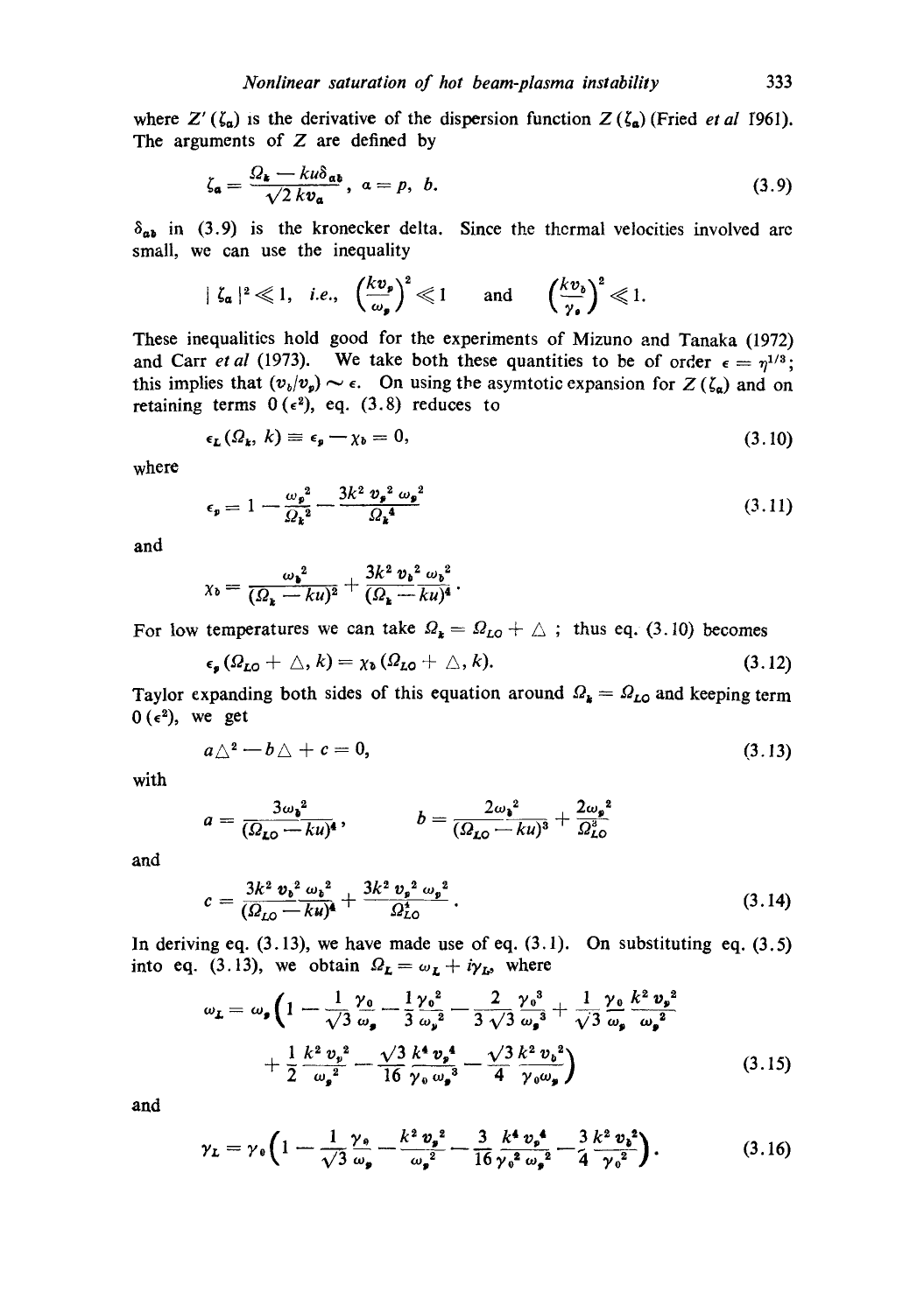where $Z'(\zeta_a)$ is the derivative of the dispersion function $Z(\zeta_a)$ (Fried *et al* 1961). The arguments of $Z$ are defined by

$$\zeta_a = \frac{\Omega_k - ku\delta_{ab}}{\sqrt{2}\, kv_a}, \quad a = p,\ b. \tag{3.9}$$

$\delta_{ab}$ in (3.9) is the kronecker delta. Since the thermal velocities involved are small, we can use the inequality

$$|\zeta_a|^2 \ll 1, \quad \textit{i.e.,} \quad \left(\frac{kv_p}{\omega_p}\right)^2 \ll 1 \quad \text{and} \quad \left(\frac{kv_b}{\gamma_0}\right)^2 \ll 1.$$

These inequalities hold good for the experiments of Mizuno and Tanaka (1972) and Carr *et al* (1973). We take both these quantities to be of order $\epsilon = \eta^{1/3}$; this implies that $(v_b/v_p) \sim \epsilon$. On using the asymtotic expansion for $Z(\zeta_a)$ and on retaining terms $0(\epsilon^2)$, eq. (3.8) reduces to

$$\epsilon_L(\Omega_k, k) \equiv \epsilon_p - \chi_b = 0, \tag{3.10}$$

where

$$\epsilon_p = 1 - \frac{\omega_p^2}{\Omega_k^2} - \frac{3k^2 v_p^2 \omega_p^2}{\Omega_k^4} \tag{3.11}$$

and

$$\chi_b = \frac{\omega_b^2}{(\Omega_k - ku)^2} + \frac{3k^2 v_b^2 \omega_b^2}{(\Omega_k - ku)^4}.$$

For low temperatures we can take $\Omega_k = \Omega_{LO} + \triangle$ ; thus eq. (3.10) becomes

$$\epsilon_p(\Omega_{LO} + \triangle, k) = \chi_b(\Omega_{LO} + \triangle, k). \tag{3.12}$$

Taylor expanding both sides of this equation around $\Omega_k = \Omega_{LO}$ and keeping term $0(\epsilon^2)$, we get

$$a\triangle^2 - b\triangle + c = 0, \tag{3.13}$$

with

$$a = \frac{3\omega_b^2}{(\Omega_{LO} - ku)^4}, \qquad b = \frac{2\omega_b^2}{(\Omega_{LO} - ku)^3} + \frac{2\omega_p^2}{\Omega_{LO}^3}$$

and

$$c = \frac{3k^2 v_b^2 \omega_b^2}{(\Omega_{LO} - ku)^4} + \frac{3k^2 v_p^2 \omega_p^2}{\Omega_{LO}^4}. \tag{3.14}$$

In deriving eq. (3.13), we have made use of eq. (3.1). On substituting eq. (3.5) into eq. (3.13), we obtain $\Omega_L = \omega_L + i\gamma_L$, where

$$\omega_L = \omega_p\left(1 - \frac{1}{\sqrt{3}}\frac{\gamma_0}{\omega_p} - \frac{1}{3}\frac{\gamma_0^2}{\omega_p^2} - \frac{2}{3\sqrt{3}}\frac{\gamma_0^3}{\omega_p^3} + \frac{1}{\sqrt{3}}\frac{\gamma_0}{\omega_p}\frac{k^2 v_p^2}{\omega_p^2} + \frac{1}{2}\frac{k^2 v_p^2}{\omega_p^2} - \frac{\sqrt{3}}{16}\frac{k^4 v_p^4}{\gamma_0 \omega_p^3} - \frac{\sqrt{3}}{4}\frac{k^2 v_b^2}{\gamma_0 \omega_p}\right) \tag{3.15}$$

and

$$\gamma_L = \gamma_0\left(1 - \frac{1}{\sqrt{3}}\frac{\gamma_0}{\omega_p} - \frac{k^2 v_p^2}{\omega_p^2} - \frac{3}{16}\frac{k^4 v_p^4}{\gamma_0^2 \omega_p^2} - \frac{3}{4}\frac{k^2 v_b^2}{\gamma_0^2}\right). \tag{3.16}$$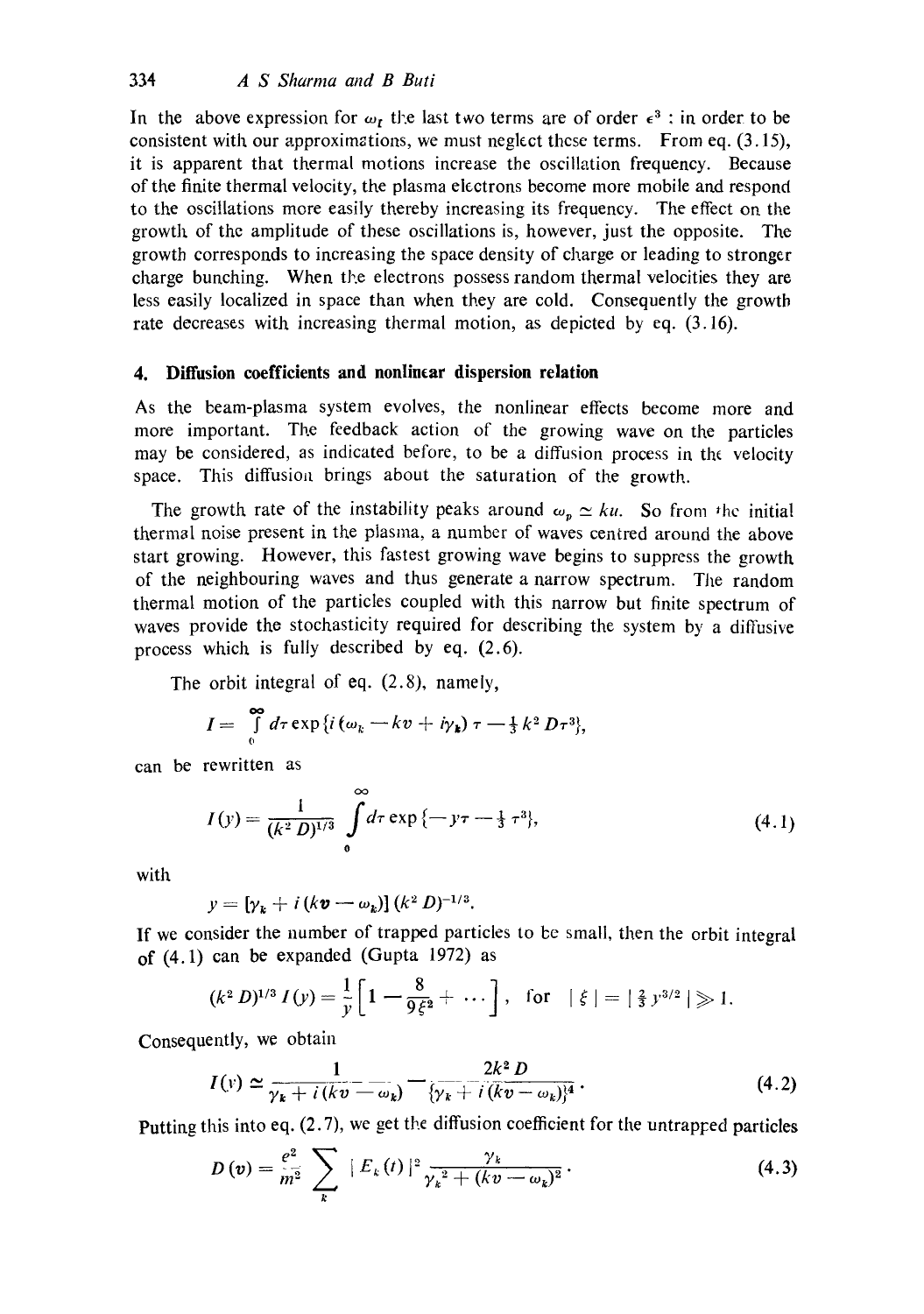In the above expression for $\omega_r$ the last two terms are of order $\epsilon^3$ : in order to be consistent with our approximations, we must neglect these terms. From eq. (3.15), it is apparent that thermal motions increase the oscillation frequency. Because of the finite thermal velocity, the plasma electrons become more mobile and respond to the oscillations more easily thereby increasing its frequency. The effect on the growth of the amplitude of these oscillations is, however, just the opposite. The growth corresponds to increasing the space density of charge or leading to stronger charge bunching. When the electrons possess random thermal velocities they are less easily localized in space than when they are cold. Consequently the growth rate decreases with increasing thermal motion, as depicted by eq. (3.16).

## 4. Diffusion coefficients and nonlinear dispersion relation

As the beam-plasma system evolves, the nonlinear effects become more and more important. The feedback action of the growing wave on the particles may be considered, as indicated before, to be a diffusion process in the velocity space. This diffusion brings about the saturation of the growth.

The growth rate of the instability peaks around $\omega_p \simeq ku$. So from the initial thermal noise present in the plasma, a number of waves centred around the above start growing. However, this fastest growing wave begins to suppress the growth of the neighbouring waves and thus generate a narrow spectrum. The random thermal motion of the particles coupled with this narrow but finite spectrum of waves provide the stochasticity required for describing the system by a diffusive process which is fully described by eq. (2.6).

The orbit integral of eq. (2.8), namely,

$$I = \int_0^\infty d\tau \exp\{i(\omega_k - kv + i\gamma_k)\tau - \tfrac{1}{3}k^2 D\tau^3\},$$

can be rewritten as

$$I(y) = \frac{1}{(k^2 D)^{1/3}} \int_0^\infty d\tau \exp\{-y\tau - \tfrac{1}{3}\tau^3\}, \tag{4.1}$$

with

$$y = [\gamma_k + i(kv - \omega_k)](k^2 D)^{-1/3}.$$

If we consider the number of trapped particles to be small, then the orbit integral of (4.1) can be expanded (Gupta 1972) as

$$(k^2 D)^{1/3} I(y) = \frac{1}{y}\left[1 - \frac{8}{9\xi^2} + \cdots\right], \quad \text{for} \quad |\xi| = |\tfrac{2}{3} y^{3/2}| \gg 1.$$

Consequently, we obtain

$$I(y) \simeq \frac{1}{\gamma_k + i(kv - \omega_k)} - \frac{2k^2 D}{\{\gamma_k + i(kv - \omega_k)\}^4}. \tag{4.2}$$

Putting this into eq. (2.7), we get the diffusion coefficient for the untrapped particles

$$D(v) = \frac{e^2}{m^2} \sum_k |E_k(t)|^2 \frac{\gamma_k}{\gamma_k^2 + (kv - \omega_k)^2}. \tag{4.3}$$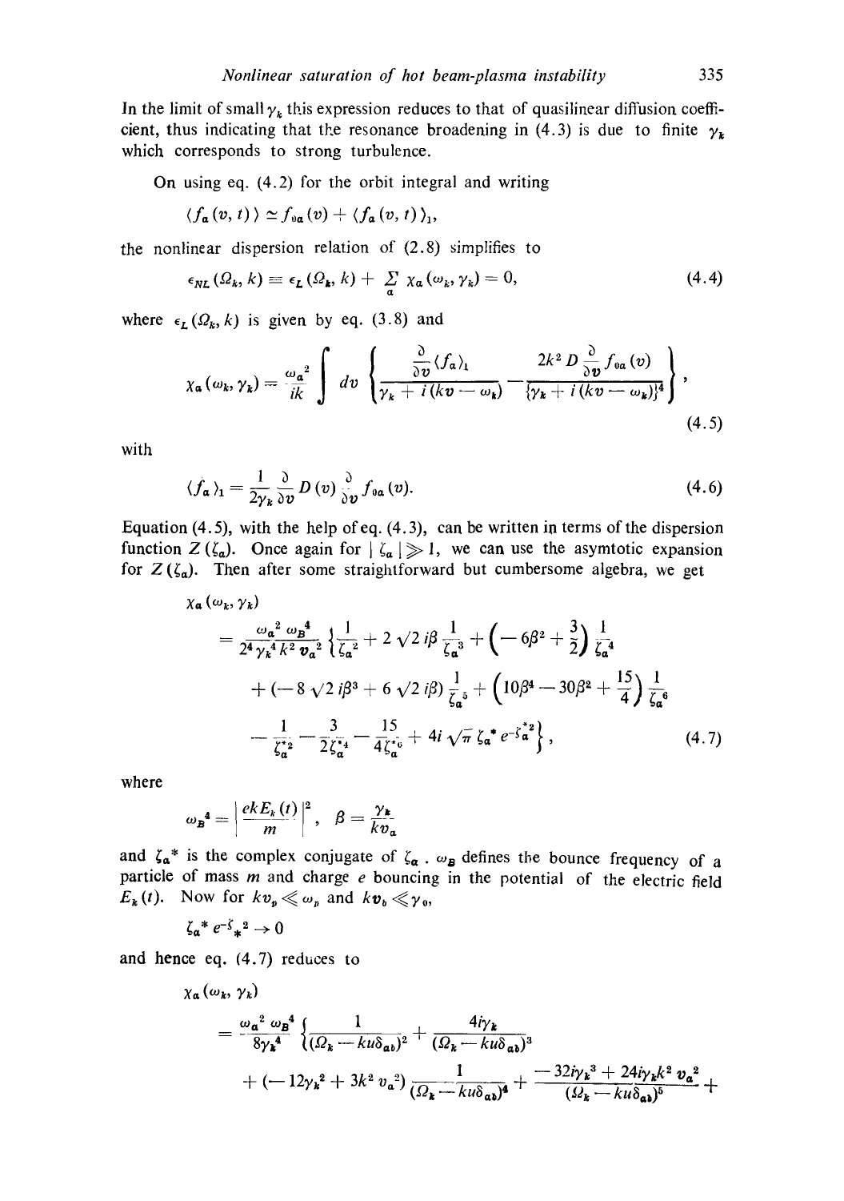In the limit of small $\gamma_k$ this expression reduces to that of quasilinear diffusion coefficient, thus indicating that the resonance broadening in (4.3) is due to finite $\gamma_k$ which corresponds to strong turbulence.

On using eq. (4.2) for the orbit integral and writing

$$\langle f_a(v,t)\rangle \simeq f_{0a}(v) + \langle f_a(v,t)\rangle_1,$$

the nonlinear dispersion relation of (2.8) simplifies to

$$\epsilon_{NL}(\Omega_k, k) \equiv \epsilon_L(\Omega_k, k) + \sum_a \chi_a(\omega_k, \gamma_k) = 0, \tag{4.4}$$

where $\epsilon_L(\Omega_k, k)$ is given by eq. (3.8) and

$$\chi_a(\omega_k, \gamma_k) = \frac{\omega_a^2}{ik}\int dv \left\{ \frac{\frac{\partial}{\partial v}\langle f_a\rangle_1}{\gamma_k + i(kv - \omega_k)} - \frac{2k^2 D \frac{\partial}{\partial v} f_{0a}(v)}{\{\gamma_k + i(kv - \omega_k)\}^4} \right\}, \tag{4.5}$$

with

$$\langle f_a\rangle_1 = \frac{1}{2\gamma_k}\frac{\partial}{\partial v} D(v) \frac{\partial}{\partial v} f_{0a}(v). \tag{4.6}$$

Equation (4.5), with the help of eq. (4.3), can be written in terms of the dispersion function $Z(\zeta_a)$. Once again for $|\zeta_a| \gg 1$, we can use the asymtotic expansion for $Z(\zeta_a)$. Then after some straightforward but cumbersome algebra, we get

$$\begin{aligned}
\chi_a(\omega_k, \gamma_k) &= \frac{\omega_a^2\,\omega_B^4}{2^4 \gamma_k^4 k^2 v_a^2}\left\{\frac{1}{\zeta_a^2} + 2\sqrt{2}\, i\beta \frac{1}{\zeta_a^3} + \left(-6\beta^2 + \frac{3}{2}\right)\frac{1}{\zeta_a^4}\right. \\
&\quad + (-8\sqrt{2}\, i\beta^3 + 6\sqrt{2}\, i\beta)\frac{1}{\zeta_a^5} + \left(10\beta^4 - 30\beta^2 + \frac{15}{4}\right)\frac{1}{\zeta_a^6} \\
&\quad \left. - \frac{1}{\zeta_a^{*2}} - \frac{3}{2\zeta_a^{*4}} - \frac{15}{4\zeta_a^{*6}} + 4i\sqrt{\pi}\,\zeta_a^* e^{-\zeta_a^{*2}}\right\},
\end{aligned} \tag{4.7}$$

where

$$\omega_B^4 = \left|\frac{ekE_k(t)}{m}\right|^2, \quad \beta = \frac{\gamma_k}{kv_a}$$

and $\zeta_a^*$ is the complex conjugate of $\zeta_a$. $\omega_B$ defines the bounce frequency of a particle of mass $m$ and charge $e$ bouncing in the potential of the electric field $E_k(t)$. Now for $kv_p \ll \omega_p$ and $kv_b \ll \gamma_0$,

$$\zeta_a^* e^{-\zeta_*^2} \to 0$$

and hence eq. (4.7) reduces to

$$\begin{aligned}
\chi_a(\omega_k, \gamma_k) &= \frac{\omega_a^2\,\omega_B^4}{8\gamma_k^4}\left\{\frac{1}{(\Omega_k - ku\delta_{ab})^2} + \frac{4i\gamma_k}{(\Omega_k - ku\delta_{ab})^3}\right. \\
&\quad + (-12\gamma_k^2 + 3k^2 v_a^2)\frac{1}{(\Omega_k - ku\delta_{ab})^4} + \frac{-32i\gamma_k^3 + 24i\gamma_k k^2 v_a^2}{(\Omega_k - ku\delta_{ab})^5} +
\end{aligned}$$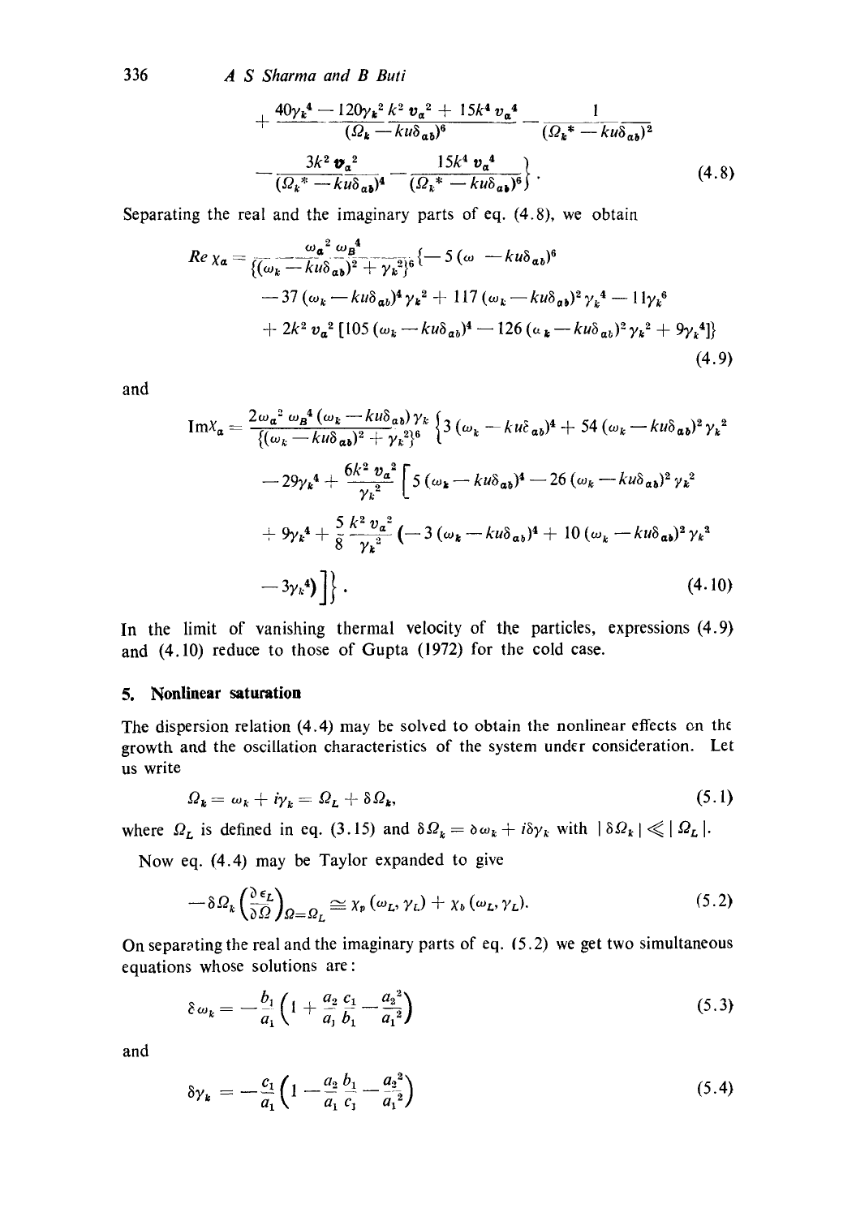$$
+\frac{40\gamma_k^4 - 120\gamma_k^2 k^2 v_a^2 + 15k^4 v_a^4}{(\Omega_k - ku\delta_{ab})^6} - \frac{1}{(\Omega_k^* - ku\delta_{ab})^2}
$$

$$
-\frac{3k^2 v_a^2}{(\Omega_k^* - ku\delta_{ab})^4} - \frac{15k^4 v_a^4}{(\Omega_k^* - ku\delta_{ab})^6}\Big\} . \tag{4.8}
$$

Separating the real and the imaginary parts of eq. (4.8), we obtain

$$
Re\,\chi_a = \frac{\omega_a^2\,\omega_B^4}{\{(\omega_k - ku\delta_{ab})^2 + \gamma_k^2\}^6}\{-5(\omega - ku\delta_{ab})^6
$$

$$
-37(\omega_k - ku\delta_{ab})^4\gamma_k^2 + 117(\omega_k - ku\delta_{ab})^2\gamma_k^4 - 11\gamma_k^6
$$

$$
+2k^2 v_a^2[105(\omega_k - ku\delta_{ab})^4 - 126(\omega_k - ku\delta_{ab})^2\gamma_k^2 + 9\gamma_k^4]\} \tag{4.9}
$$

and

$$
\mathrm{Im}\chi_a = \frac{2\omega_a^2\,\omega_B^4(\omega_k - ku\delta_{ab})\gamma_k}{\{(\omega_k - ku\delta_{ab})^2 + \gamma_k^2\}^6}\Big\{3(\omega_k - ku\delta_{ab})^4 + 54(\omega_k - ku\delta_{ab})^2\gamma_k^2
$$

$$
-29\gamma_k^4 + \frac{6k^2 v_a^2}{\gamma_k^2}\Big[5(\omega_k - ku\delta_{ab})^4 - 26(\omega_k - ku\delta_{ab})^2\gamma_k^2
$$

$$
+9\gamma_k^4 + \frac{5}{8}\frac{k^2 v_a^2}{\gamma_k^2}\left(-3(\omega_k - ku\delta_{ab})^4 + 10(\omega_k - ku\delta_{ab})^2\gamma_k^2\right.
$$

$$
\left.-3\gamma_k^4\right)\Big]\Big\} . \tag{4.10}
$$

In the limit of vanishing thermal velocity of the particles, expressions (4.9) and (4.10) reduce to those of Gupta (1972) for the cold case.

## 5. Nonlinear saturation

The dispersion relation (4.4) may be solved to obtain the nonlinear effects on the growth and the oscillation characteristics of the system under consideration. Let us write

$$
\Omega_k = \omega_k + i\gamma_k = \Omega_L + \delta\Omega_k, \tag{5.1}
$$

where $\Omega_L$ is defined in eq. (3.15) and $\delta\Omega_k = \delta\omega_k + i\delta\gamma_k$ with $|\delta\Omega_k| \ll |\Omega_L|$.

Now eq. (4.4) may be Taylor expanded to give

$$
-\delta\Omega_k\left(\frac{\partial\epsilon_L}{\partial\Omega}\right)_{\Omega=\Omega_L} \cong \chi_p(\omega_L, \gamma_L) + \chi_b(\omega_L, \gamma_L). \tag{5.2}
$$

On separating the real and the imaginary parts of eq. (5.2) we get two simultaneous equations whose solutions are:

$$
\delta\omega_k = -\frac{b_1}{a_1}\left(1 + \frac{a_2}{a_1}\frac{c_1}{b_1} - \frac{a_2^2}{a_1^2}\right) \tag{5.3}
$$

and

$$
\delta\gamma_k = -\frac{c_1}{a_1}\left(1 - \frac{a_2}{a_1}\frac{b_1}{c_1} - \frac{a_2^2}{a_1^2}\right) \tag{5.4}
$$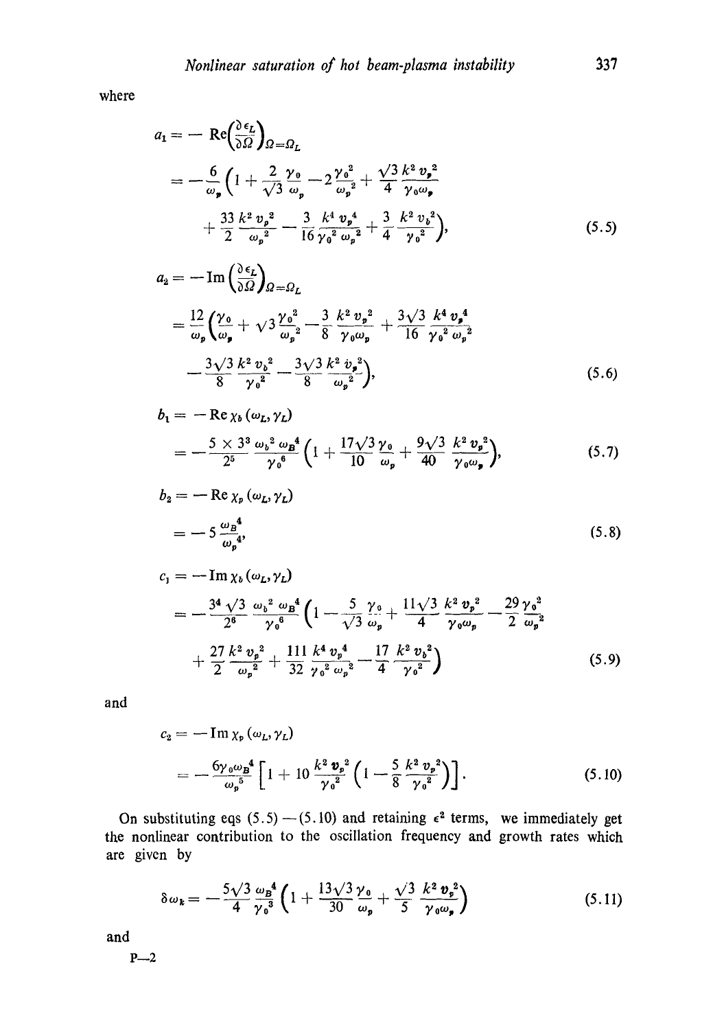where

$$a_1 = -\operatorname{Re}\left(\frac{\partial \epsilon_L}{\partial \Omega}\right)_{\Omega=\Omega_L}$$

$$= -\frac{6}{\omega_p}\left(1 + \frac{2}{\sqrt{3}}\frac{\gamma_0}{\omega_p} - 2\frac{\gamma_0^2}{\omega_p^2} + \frac{\sqrt{3}}{4}\frac{k^2 v_p^2}{\gamma_0 \omega_p} + \frac{33}{2}\frac{k^2 v_p^2}{\omega_p^2} - \frac{3}{16}\frac{k^4 v_p^4}{\gamma_0^2 \omega_p^2} + \frac{3}{4}\frac{k^2 v_b^2}{\gamma_0^2}\right), \tag{5.5}$$

$$a_2 = -\operatorname{Im}\left(\frac{\partial \epsilon_L}{\partial \Omega}\right)_{\Omega=\Omega_L}$$

$$= \frac{12}{\omega_p}\left(\frac{\gamma_0}{\omega_p} + \sqrt{3}\frac{\gamma_0^2}{\omega_p^2} - \frac{3}{8}\frac{k^2 v_p^2}{\gamma_0 \omega_p} + \frac{3\sqrt{3}}{16}\frac{k^4 v_p^4}{\gamma_0^2 \omega_p^2} - \frac{3\sqrt{3}}{8}\frac{k^2 v_b^2}{\gamma_0^2} - \frac{3\sqrt{3}}{8}\frac{k^2 v_p^2}{\omega_p^2}\right), \tag{5.6}$$

$$b_1 = -\operatorname{Re}\chi_b(\omega_L, \gamma_L)$$

$$= -\frac{5 \times 3^3}{2^5}\frac{\omega_b^2 \omega_B^4}{\gamma_0^6}\left(1 + \frac{17\sqrt{3}}{10}\frac{\gamma_0}{\omega_p} + \frac{9\sqrt{3}}{40}\frac{k^2 v_p^2}{\gamma_0 \omega_p}\right), \tag{5.7}$$

$$b_2 = -\operatorname{Re}\chi_p(\omega_L, \gamma_L)$$

$$= -5\frac{\omega_B^4}{\omega_p^4}, \tag{5.8}$$

$$c_1 = -\operatorname{Im}\chi_b(\omega_L, \gamma_L)$$

$$= -\frac{3^4\sqrt{3}}{2^6}\frac{\omega_b^2 \omega_B^4}{\gamma_0^6}\left(1 - \frac{5}{\sqrt{3}}\frac{\gamma_0}{\omega_p} + \frac{11\sqrt{3}}{4}\frac{k^2 v_p^2}{\gamma_0 \omega_p} - \frac{29}{2}\frac{\gamma_0^2}{\omega_p^2} + \frac{27}{2}\frac{k^2 v_p^2}{\omega_p^2} + \frac{111}{32}\frac{k^4 v_p^4}{\gamma_0^2 \omega_p^2} - \frac{17}{4}\frac{k^2 v_b^2}{\gamma_0^2}\right) \tag{5.9}$$

and

$$c_2 = -\operatorname{Im}\chi_p(\omega_L, \gamma_L)$$

$$= -\frac{6\gamma_0 \omega_B^4}{\omega_p^5}\left[1 + 10\frac{k^2 v_p^2}{\gamma_0^2}\left(1 - \frac{5}{8}\frac{k^2 v_p^2}{\gamma_0^2}\right)\right]. \tag{5.10}$$

On substituting eqs (5.5) — (5.10) and retaining $\epsilon^2$ terms, we immediately get the nonlinear contribution to the oscillation frequency and growth rates which are given by

$$\delta\omega_k = -\frac{5\sqrt{3}}{4}\frac{\omega_B^4}{\gamma_0^3}\left(1 + \frac{13\sqrt{3}}{30}\frac{\gamma_0}{\omega_p} + \frac{\sqrt{3}}{5}\frac{k^2 v_p^2}{\gamma_0 \omega_p}\right) \tag{5.11}$$

and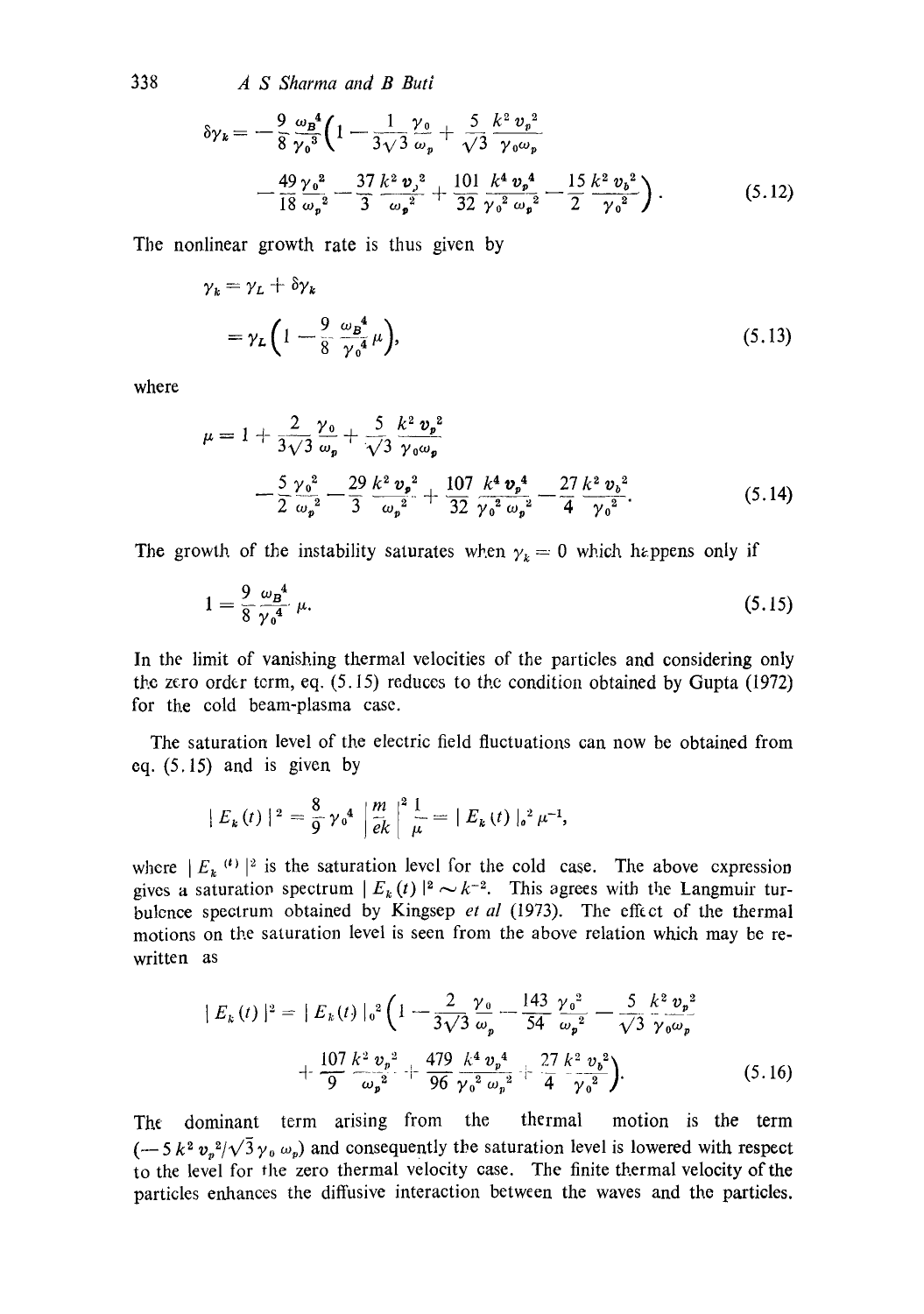$$\delta\gamma_k = -\frac{9}{8}\frac{\omega_B^4}{\gamma_0^3}\left(1 - \frac{1}{3\sqrt{3}}\frac{\gamma_0}{\omega_p} + \frac{5}{\sqrt{3}}\frac{k^2 v_p^2}{\gamma_0 \omega_p}\right.$$
$$\left. - \frac{49}{18}\frac{\gamma_0^2}{\omega_p^2} - \frac{37}{3}\frac{k^2 v_p^2}{\omega_p^2} + \frac{101}{32}\frac{k^4 v_p^4}{\gamma_0^2 \omega_p^2} - \frac{15}{2}\frac{k^2 v_b^2}{\gamma_0^2}\right). \tag{5.12}$$

The nonlinear growth rate is thus given by

$$\gamma_k = \gamma_L + \delta\gamma_k$$
$$= \gamma_L\left(1 - \frac{9}{8}\frac{\omega_B^4}{\gamma_0^4}\mu\right), \tag{5.13}$$

where

$$\mu = 1 + \frac{2}{3\sqrt{3}}\frac{\gamma_0}{\omega_p} + \frac{5}{\sqrt{3}}\frac{k^2 v_p^2}{\gamma_0 \omega_p}$$
$$- \frac{5}{2}\frac{\gamma_0^2}{\omega_p^2} - \frac{29}{3}\frac{k^2 v_p^2}{\omega_p^2} + \frac{107}{32}\frac{k^4 v_p^4}{\gamma_0^2 \omega_p^2} - \frac{27}{4}\frac{k^2 v_b^2}{\gamma_0^2}. \tag{5.14}$$

The growth of the instability saturates when $\gamma_k = 0$ which happens only if

$$1 = \frac{9}{8}\frac{\omega_B^4}{\gamma_0^4}\mu. \tag{5.15}$$

In the limit of vanishing thermal velocities of the particles and considering only the zero order term, eq. (5.15) reduces to the condition obtained by Gupta (1972) for the cold beam-plasma case.

The saturation level of the electric field fluctuations can now be obtained from eq. (5.15) and is given by

$$|E_k(t)|^2 = \frac{8}{9}\gamma_0^4 \left|\frac{m}{ek}\right|^2 \frac{1}{\mu} = |E_k(t)|_0^2 \mu^{-1},$$

where $|E_k^{(t)}|^2$ is the saturation level for the cold case. The above expression gives a saturation spectrum $|E_k(t)|^2 \sim k^{-2}$. This agrees with the Langmuir turbulence spectrum obtained by Kingsep *et al* (1973). The effect of the thermal motions on the saturation level is seen from the above relation which may be re-written as

$$|E_k(t)|^2 = |E_k(t)|_0^2\left(1 - \frac{2}{3\sqrt{3}}\frac{\gamma_0}{\omega_p} - \frac{143}{54}\frac{\gamma_0^2}{\omega_p^2} - \frac{5}{\sqrt{3}}\frac{k^2 v_p^2}{\gamma_0 \omega_p}\right.$$
$$\left. + \frac{107}{9}\frac{k^2 v_p^2}{\omega_p^2} + \frac{479}{96}\frac{k^4 v_p^4}{\gamma_0^2 \omega_p^2} + \frac{27}{4}\frac{k^2 v_b^2}{\gamma_0^2}\right). \tag{5.16}$$

The dominant term arising from the thermal motion is the term $(-5k^2 v_p^2/\sqrt{3}\gamma_0 \omega_p)$ and consequently the saturation level is lowered with respect to the level for the zero thermal velocity case. The finite thermal velocity of the particles enhances the diffusive interaction between the waves and the particles.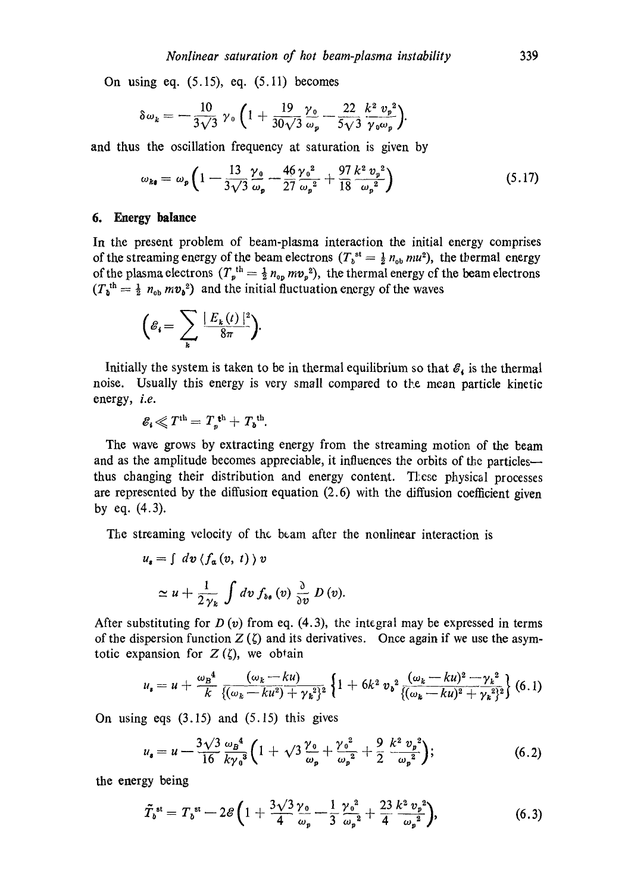On using eq. (5.15), eq. (5.11) becomes

$$\delta\omega_k = -\frac{10}{3\sqrt{3}}\,\gamma_0\left(1 + \frac{19}{30\sqrt{3}}\frac{\gamma_0}{\omega_p} - \frac{22}{5\sqrt{3}}\frac{k^2\,v_p^{\,2}}{\gamma_0\omega_p}\right).$$

and thus the oscillation frequency at saturation is given by

$$\omega_{ks} = \omega_p\left(1 - \frac{13}{3\sqrt{3}}\frac{\gamma_0}{\omega_p} - \frac{46}{27}\frac{\gamma_0^{\,2}}{\omega_p^{\,2}} + \frac{97}{18}\frac{k^2\,v_p^{\,2}}{\omega_p^{\,2}}\right) \tag{5.17}$$

## 6. Energy balance

In the present problem of beam-plasma interaction the initial energy comprises of the streaming energy of the beam electrons ($T_b^{\,st} = \frac{1}{2}\,n_{ob}\,mu^2$), the thermal energy of the plasma electrons ($T_p^{\,th} = \frac{1}{2}\,n_{op}\,mv_p^{\,2}$), the thermal energy of the beam electrons ($T_b^{\,th} = \frac{1}{2}\,n_{ob}\,mv_b^{\,2}$) and the initial fluctuation energy of the waves

$$\left(\mathscr{E}_i = \sum_k \frac{|E_k(t)|^2}{8\pi}\right).$$

Initially the system is taken to be in thermal equilibrium so that $\mathscr{E}_i$ is the thermal noise. Usually this energy is very small compared to the mean particle kinetic energy, *i.e.*

$$\mathscr{E}_i \ll T^{th} = T_p^{\,th} + T_b^{\,th}.$$

The wave grows by extracting energy from the streaming motion of the beam and as the amplitude becomes appreciable, it influences the orbits of the particles—thus changing their distribution and energy content. These physical processes are represented by the diffusion equation (2.6) with the diffusion coefficient given by eq. (4.3).

The streaming velocity of the beam after the nonlinear interaction is

$$u_s = \int dv\,\langle f_a(v,\,t)\rangle\,v$$

$$\simeq u + \frac{1}{2\gamma_k}\int dv\,f_{bs}(v)\,\frac{\partial}{\partial v}\,D(v).$$

After substituting for $D(v)$ from eq. (4.3), the integral may be expressed in terms of the dispersion function $Z(\zeta)$ and its derivatives. Once again if we use the asymptotic expansion for $Z(\zeta)$, we obtain

$$u_s = u + \frac{\omega_B^{\,4}}{k}\,\frac{(\omega_k - ku)}{\{(\omega_k - ku^2) + \gamma_k^2\}^2}\left\{1 + 6k^2\,v_b^{\,2}\,\frac{(\omega_k - ku)^2 - \gamma_k^2}{\{(\omega_k - ku)^2 + \gamma_k^2\}^2}\right\} \tag{6.1}$$

On using eqs (3.15) and (5.15) this gives

$$u_s = u - \frac{3\sqrt{3}}{16}\frac{\omega_B^{\,4}}{k\gamma_0^{\,3}}\left(1 + \sqrt{3}\,\frac{\gamma_0}{\omega_p} + \frac{\gamma_0^{\,2}}{\omega_p^{\,2}} + \frac{9}{2}\frac{k^2\,v_p^{\,2}}{\omega_p^{\,2}}\right); \tag{6.2}$$

the energy being

$$\tilde{T}_b^{\,st} = T_b^{\,st} - 2\mathscr{E}\left(1 + \frac{3\sqrt{3}}{4}\frac{\gamma_0}{\omega_p} - \frac{1}{3}\frac{\gamma_0^{\,2}}{\omega_p^{\,2}} + \frac{23}{4}\frac{k^2\,v_p^{\,2}}{\omega_p^{\,2}}\right), \tag{6.3}$$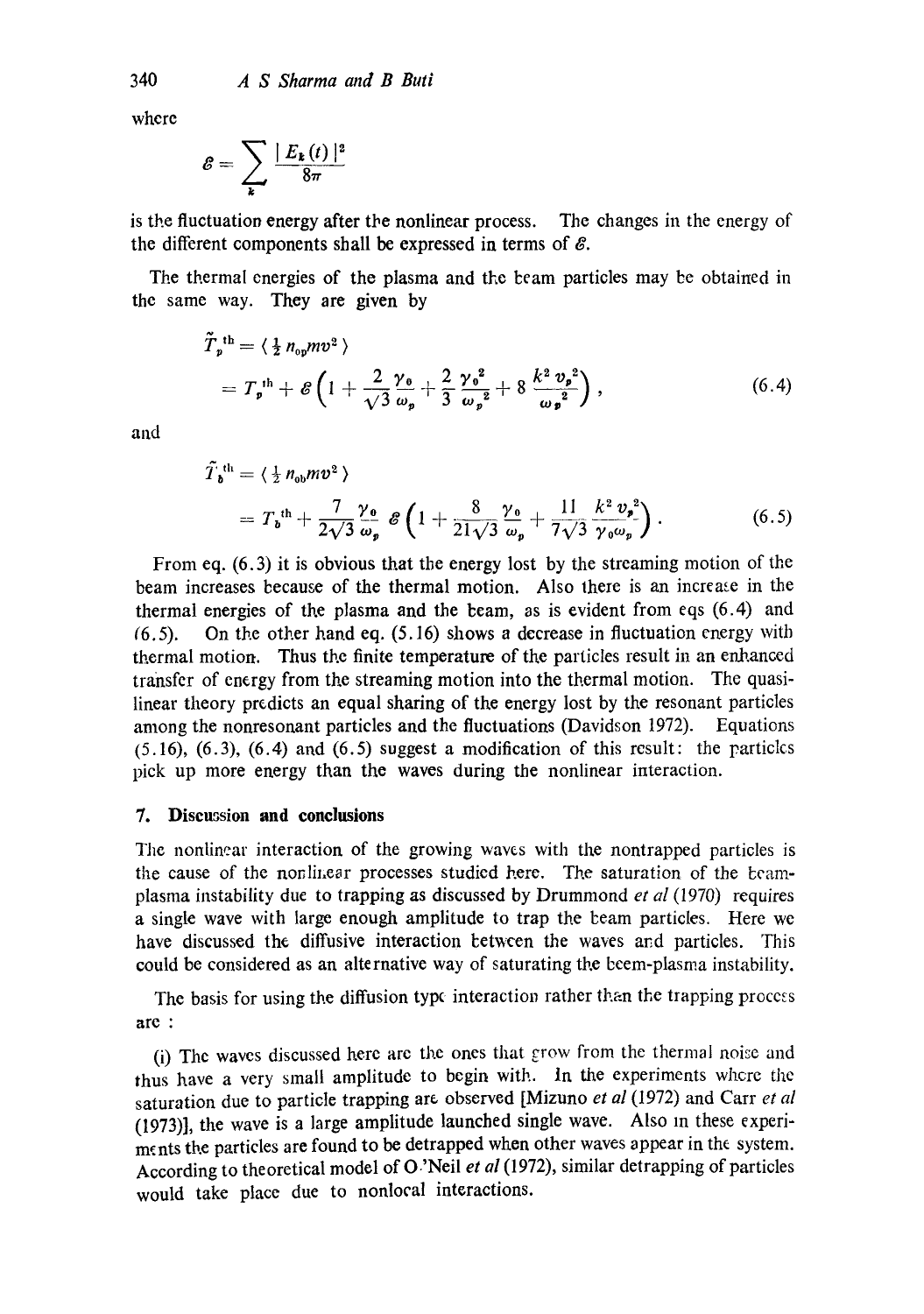where

$$\mathcal{E} = \sum_k \frac{|E_k(t)|^2}{8\pi}$$

is the fluctuation energy after the nonlinear process. The changes in the energy of the different components shall be expressed in terms of $\mathcal{E}$.

The thermal energies of the plasma and the beam particles may be obtained in the same way. They are given by

$$\begin{aligned} \tilde{T}_p^{\text{th}} &= \langle \tfrac{1}{2} n_{0p} m v^2 \rangle \\ &= T_p^{\text{th}} + \mathcal{E}\left(1 + \frac{2}{\sqrt{3}} \frac{\gamma_0}{\omega_p} + \frac{2}{3} \frac{\gamma_0^2}{\omega_p^2} + 8 \frac{k^2 v_p^2}{\omega_p^2}\right), \end{aligned} \tag{6.4}$$

and

$$\begin{aligned} \tilde{T}_b^{\text{th}} &= \langle \tfrac{1}{2} n_{0b} m v^2 \rangle \\ &= T_b^{\text{th}} + \frac{7}{2\sqrt{3}} \frac{\gamma_0}{\omega_p} \mathcal{E}\left(1 + \frac{8}{21\sqrt{3}} \frac{\gamma_0}{\omega_p} + \frac{11}{7\sqrt{3}} \frac{k^2 v_p^2}{\gamma_0 \omega_p}\right). \end{aligned} \tag{6.5}$$

From eq. (6.3) it is obvious that the energy lost by the streaming motion of the beam increases because of the thermal motion. Also there is an increase in the thermal energies of the plasma and the beam, as is evident from eqs (6.4) and (6.5). On the other hand eq. (5.16) shows a decrease in fluctuation energy with thermal motion. Thus the finite temperature of the particles result in an enhanced transfer of energy from the streaming motion into the thermal motion. The quasi-linear theory predicts an equal sharing of the energy lost by the resonant particles among the nonresonant particles and the fluctuations (Davidson 1972). Equations (5.16), (6.3), (6.4) and (6.5) suggest a modification of this result: the particles pick up more energy than the waves during the nonlinear interaction.

## 7. Discussion and conclusions

The nonlinear interaction of the growing waves with the nontrapped particles is the cause of the nonlinear processes studied here. The saturation of the beam-plasma instability due to trapping as discussed by Drummond *et al* (1970) requires a single wave with large enough amplitude to trap the beam particles. Here we have discussed the diffusive interaction between the waves and particles. This could be considered as an alternative way of saturating the beem-plasma instability.

The basis for using the diffusion type interaction rather than the trapping process are :

(i) The waves discussed here are the ones that grow from the thermal noise and thus have a very small amplitude to begin with. In the experiments where the saturation due to particle trapping are observed [Mizuno *et al* (1972) and Carr *et al* (1973)], the wave is a large amplitude launched single wave. Also in these experiments the particles are found to be detrapped when other waves appear in the system. According to theoretical model of O'Neil *et al* (1972), similar detrapping of particles would take place due to nonlocal interactions.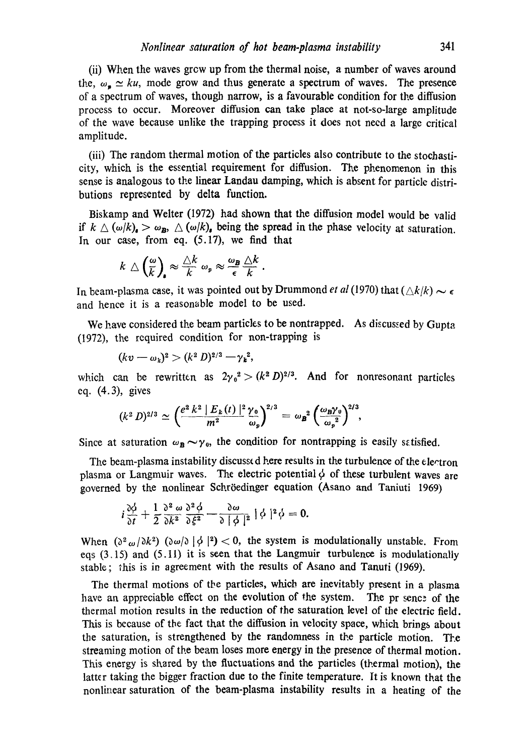(ii) When the waves grow up from the thermal noise, a number of waves around the, $\omega_s \simeq ku$, mode grow and thus generate a spectrum of waves. The presence of a spectrum of waves, though narrow, is a favourable condition for the diffusion process to occur. Moreover diffusion can take place at not-so-large amplitude of the wave because unlike the trapping process it does not need a large critical amplitude.

(iii) The random thermal motion of the particles also contribute to the stochasticity, which is the essential requirement for diffusion. The phenomenon in this sense is analogous to the linear Landau damping, which is absent for particle distributions represented by delta function.

Biskamp and Welter (1972) had shown that the diffusion model would be valid if $k \triangle (\omega/k)_s > \omega_B$, $\triangle (\omega/k)_s$ being the spread in the phase velocity at saturation. In our case, from eq. (5.17), we find that

$$k \triangle \left(\frac{\omega}{k}\right)_s \approx \frac{\triangle k}{k} \omega_p \approx \frac{\omega_B}{\epsilon} \frac{\triangle k}{k}.$$

In beam-plasma case, it was pointed out by Drummond *et al* (1970) that $(\triangle k/k) \sim \epsilon$ and hence it is a reasonable model to be used.

We have considered the beam particles to be nontrapped. As discussed by Gupta (1972), the required condition for non-trapping is

$$(kv - \omega_k)^2 > (k^2 D)^{2/3} - \gamma_k^2,$$

which can be rewritten as $2\gamma_0^2 > (k^2 D)^{2/3}$. And for nonresonant particles eq. (4.3), gives

$$(k^2 D)^{2/3} \simeq \left(\frac{e^2 k^2 |E_k(t)|^2 \gamma_0}{m^2 \omega_p}\right)^{2/3} = \omega_B^2 \left(\frac{\omega_B \gamma_0}{\omega_p^2}\right)^{2/3},$$

Since at saturation $\omega_B \sim \gamma_0$, the condition for nontrapping is easily satisfied.

The beam-plasma instability discussed here results in the turbulence of the electron plasma or Langmuir waves. The electric potential $\phi$ of these turbulent waves are governed by the nonlinear Schröedinger equation (Asano and Taniuti 1969)

$$i\frac{\partial \phi}{\partial t} + \frac{1}{2}\frac{\partial^2 \omega}{\partial k^2}\frac{\partial^2 \phi}{\partial \xi^2} - \frac{\partial \omega}{\partial |\phi|^2}|\phi|^2 \phi = 0.$$

When $(\partial^2 \omega/\partial k^2)(\partial \omega/\partial |\phi|^2) < 0$, the system is modulationally unstable. From eqs (3.15) and (5.11) it is seen that the Langmuir turbulence is modulationally stable; this is in agreement with the results of Asano and Tanuti (1969).

The thermal motions of the particles, which are inevitably present in a plasma have an appreciable effect on the evolution of the system. The presence of the thermal motion results in the reduction of the saturation level of the electric field. This is because of the fact that the diffusion in velocity space, which brings about the saturation, is strengthened by the randomness in the particle motion. The streaming motion of the beam loses more energy in the presence of thermal motion. This energy is shared by the fluctuations and the particles (thermal motion), the latter taking the bigger fraction due to the finite temperature. It is known that the nonlinear saturation of the beam-plasma instability results in a heating of the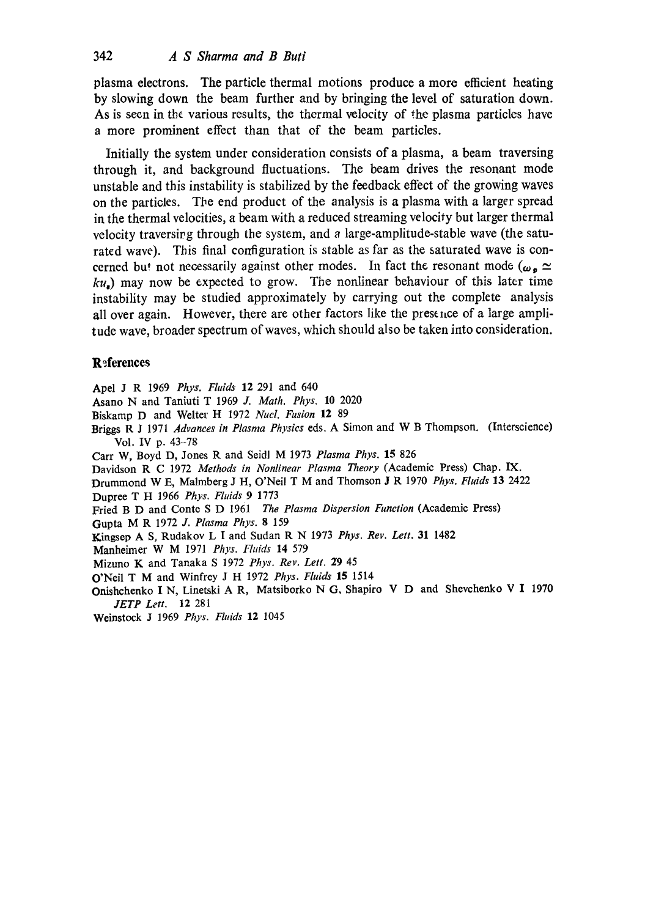plasma electrons. The particle thermal motions produce a more efficient heating by slowing down the beam further and by bringing the level of saturation down. As is seen in the various results, the thermal velocity of the plasma particles have a more prominent effect than that of the beam particles.

Initially the system under consideration consists of a plasma, a beam traversing through it, and background fluctuations. The beam drives the resonant mode unstable and this instability is stabilized by the feedback effect of the growing waves on the particles. The end product of the analysis is a plasma with a larger spread in the thermal velocities, a beam with a reduced streaming velocity but larger thermal velocity traversing through the system, and a large-amplitude-stable wave (the saturated wave). This final configuration is stable as far as the saturated wave is concerned but not necessarily against other modes. In fact the resonant mode ($\omega_s \simeq ku_s$) may now be expected to grow. The nonlinear behaviour of this later time instability may be studied approximately by carrying out the complete analysis all over again. However, there are other factors like the presence of a large amplitude wave, broader spectrum of waves, which should also be taken into consideration.

## References

Apel J R 1969 *Phys. Fluids* **12** 291 and 640

Asano N and Taniuti T 1969 *J. Math. Phys.* **10** 2020

Biskamp D and Welter H 1972 *Nucl. Fusion* **12** 89

Briggs R J 1971 *Advances in Plasma Physics* eds. A Simon and W B Thompson. (Interscience) Vol. IV p. 43–78

Carr W, Boyd D, Jones R and Seidl M 1973 *Plasma Phys.* **15** 826

Davidson R C 1972 *Methods in Nonlinear Plasma Theory* (Academic Press) Chap. IX.

Drummond W E, Malmberg J H, O'Neil T M and Thomson J R 1970 *Phys. Fluids* **13** 2422

Dupree T H 1966 *Phys. Fluids* **9** 1773

Fried B D and Conte S D 1961 *The Plasma Dispersion Function* (Academic Press)

Gupta M R 1972 *J. Plasma Phys.* **8** 159

Kingsep A S, Rudakov L I and Sudan R N 1973 *Phys. Rev. Lett.* **31** 1482

Manheimer W M 1971 *Phys. Fluids* **14** 579

Mizuno K and Tanaka S 1972 *Phys. Rev. Lett.* **29** 45

O'Neil T M and Winfrey J H 1972 *Phys. Fluids* **15** 1514

Onishchenko I N, Linetski A R, Matsiborko N G, Shapiro V D and Shevchenko V I 1970 *JETP Lett.* **12** 281

Weinstock J 1969 *Phys. Fluids* **12** 1045